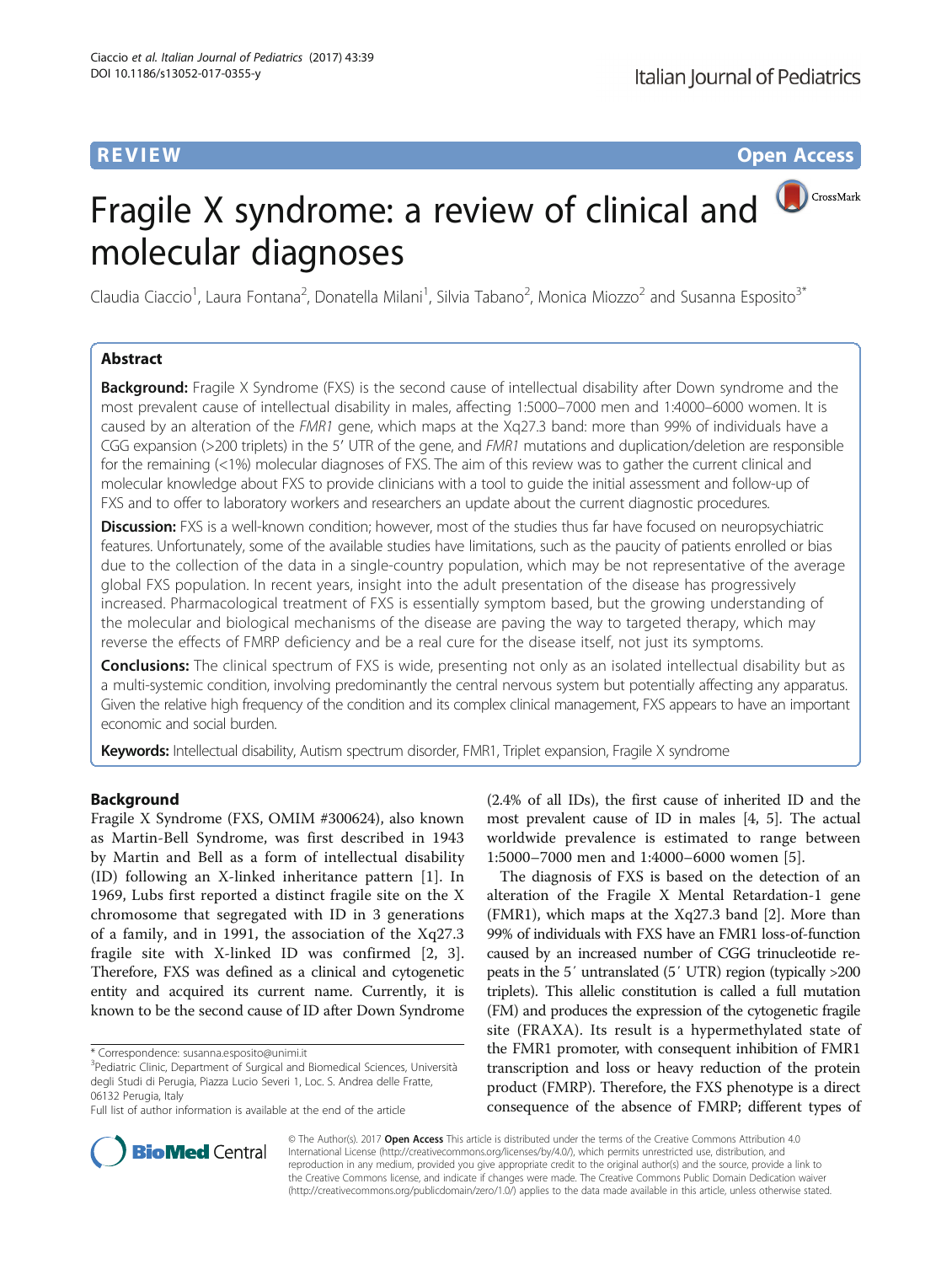REVIEW

Open Access

# Fragile X syndrome: a review of clinical and molecular diagnoses

Claudia Ciaccio[1], Laura Fontana[2], Donatella Milani[1], Silvia Tabano[2], Monica Miozzo[2] and Susanna Esposito[3*]

## Abstract

**Background:** Fragile X Syndrome (FXS) is the second cause of intellectual disability after Down syndrome and the most prevalent cause of intellectual disability in males, affecting 1:5000–7000 men and 1:4000–6000 women. It is caused by an alteration of the *FMR1* gene, which maps at the Xq27.3 band: more than 99% of individuals have a CGG expansion (>200 triplets) in the 5′ UTR of the gene, and *FMR1* mutations and duplication/deletion are responsible for the remaining (<1%) molecular diagnoses of FXS. The aim of this review was to gather the current clinical and molecular knowledge about FXS to provide clinicians with a tool to guide the initial assessment and follow-up of FXS and to offer to laboratory workers and researchers an update about the current diagnostic procedures.

**Discussion:** FXS is a well-known condition; however, most of the studies thus far have focused on neuropsychiatric features. Unfortunately, some of the available studies have limitations, such as the paucity of patients enrolled or bias due to the collection of the data in a single-country population, which may be not representative of the average global FXS population. In recent years, insight into the adult presentation of the disease has progressively increased. Pharmacological treatment of FXS is essentially symptom based, but the growing understanding of the molecular and biological mechanisms of the disease are paving the way to targeted therapy, which may reverse the effects of FMRP deficiency and be a real cure for the disease itself, not just its symptoms.

**Conclusions:** The clinical spectrum of FXS is wide, presenting not only as an isolated intellectual disability but as a multi-systemic condition, involving predominantly the central nervous system but potentially affecting any apparatus. Given the relative high frequency of the condition and its complex clinical management, FXS appears to have an important economic and social burden.

**Keywords:** Intellectual disability, Autism spectrum disorder, FMR1, Triplet expansion, Fragile X syndrome

## Background

Fragile X Syndrome (FXS, OMIM #300624), also known as Martin-Bell Syndrome, was first described in 1943 by Martin and Bell as a form of intellectual disability (ID) following an X-linked inheritance pattern [1]. In 1969, Lubs first reported a distinct fragile site on the X chromosome that segregated with ID in 3 generations of a family, and in 1991, the association of the Xq27.3 fragile site with X-linked ID was confirmed [2, 3]. Therefore, FXS was defined as a clinical and cytogenetic entity and acquired its current name. Currently, it is known to be the second cause of ID after Down Syndrome (2.4% of all IDs), the first cause of inherited ID and the most prevalent cause of ID in males [4, 5]. The actual worldwide prevalence is estimated to range between 1:5000–7000 men and 1:4000–6000 women [5].

The diagnosis of FXS is based on the detection of an alteration of the Fragile X Mental Retardation-1 gene (FMR1), which maps at the Xq27.3 band [2]. More than 99% of individuals with FXS have an FMR1 loss-of-function caused by an increased number of CGG trinucleotide repeats in the 5′ untranslated (5′ UTR) region (typically >200 triplets). This allelic constitution is called a full mutation (FM) and produces the expression of the cytogenetic fragile site (FRAXA). Its result is a hypermethylated state of the FMR1 promoter, with consequent inhibition of FMR1 transcription and loss or heavy reduction of the protein product (FMRP). Therefore, the FXS phenotype is a direct consequence of the absence of FMRP; different types of

* Correspondence: susanna.esposito@unimi.it
[3]Pediatric Clinic, Department of Surgical and Biomedical Sciences, Università degli Studi di Perugia, Piazza Lucio Severi 1, Loc. S. Andrea delle Fratte, 06132 Perugia, Italy
Full list of author information is available at the end of the article

© The Author(s). 2017 **Open Access** This article is distributed under the terms of the Creative Commons Attribution 4.0 International License (http://creativecommons.org/licenses/by/4.0/), which permits unrestricted use, distribution, and reproduction in any medium, provided you give appropriate credit to the original author(s) and the source, provide a link to the Creative Commons license, and indicate if changes were made. The Creative Commons Public Domain Dedication waiver (http://creativecommons.org/publicdomain/zero/1.0/) applies to the data made available in this article, unless otherwise stated.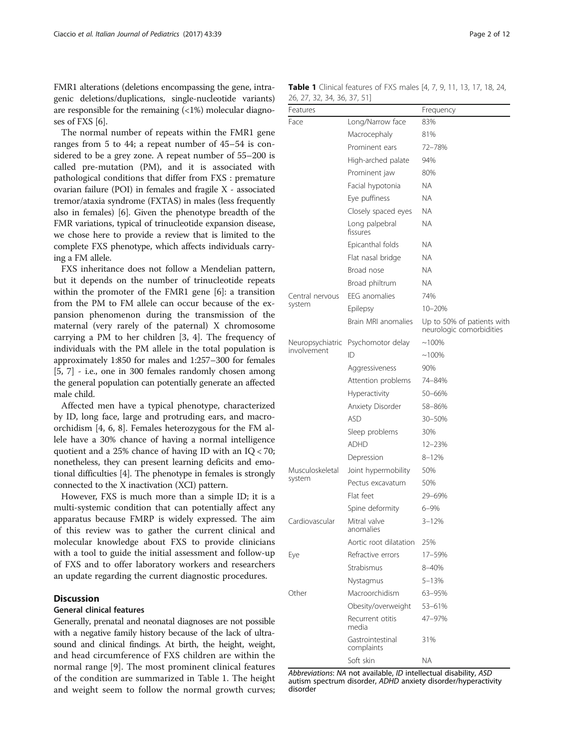FMR1 alterations (deletions encompassing the gene, intragenic deletions/duplications, single-nucleotide variants) are responsible for the remaining (<1%) molecular diagnoses of FXS [6].

The normal number of repeats within the FMR1 gene ranges from 5 to 44; a repeat number of 45–54 is considered to be a grey zone. A repeat number of 55–200 is called pre-mutation (PM), and it is associated with pathological conditions that differ from FXS : premature ovarian failure (POI) in females and fragile X - associated tremor/ataxia syndrome (FXTAS) in males (less frequently also in females) [6]. Given the phenotype breadth of the FMR variations, typical of trinucleotide expansion disease, we chose here to provide a review that is limited to the complete FXS phenotype, which affects individuals carrying a FM allele.

FXS inheritance does not follow a Mendelian pattern, but it depends on the number of trinucleotide repeats within the promoter of the FMR1 gene [6]: a transition from the PM to FM allele can occur because of the expansion phenomenon during the transmission of the maternal (very rarely of the paternal) X chromosome carrying a PM to her children [3, 4]. The frequency of individuals with the PM allele in the total population is approximately 1:850 for males and 1:257–300 for females [5, 7] - i.e., one in 300 females randomly chosen among the general population can potentially generate an affected male child.

Affected men have a typical phenotype, characterized by ID, long face, large and protruding ears, and macroorchidism [4, 6, 8]. Females heterozygous for the FM allele have a 30% chance of having a normal intelligence quotient and a 25% chance of having ID with an IQ < 70; nonetheless, they can present learning deficits and emotional difficulties [4]. The phenotype in females is strongly connected to the X inactivation (XCI) pattern.

However, FXS is much more than a simple ID; it is a multi-systemic condition that can potentially affect any apparatus because FMRP is widely expressed. The aim of this review was to gather the current clinical and molecular knowledge about FXS to provide clinicians with a tool to guide the initial assessment and follow-up of FXS and to offer laboratory workers and researchers an update regarding the current diagnostic procedures.

## Discussion

### General clinical features

Generally, prenatal and neonatal diagnoses are not possible with a negative family history because of the lack of ultrasound and clinical findings. At birth, the height, weight, and head circumference of FXS children are within the normal range [9]. The most prominent clinical features of the condition are summarized in Table 1. The height and weight seem to follow the normal growth curves;

**Table 1** Clinical features of FXS males [4, 7, 9, 11, 13, 17, 18, 24, 26, 27, 32, 34, 36, 37, 51]

| Features | | Frequency |
|---|---|---|
| Face | Long/Narrow face | 83% |
| | Macrocephaly | 81% |
| | Prominent ears | 72–78% |
| | High-arched palate | 94% |
| | Prominent jaw | 80% |
| | Facial hypotonia | NA |
| | Eye puffiness | NA |
| | Closely spaced eyes | NA |
| | Long palpebral fissures | NA |
| | Epicanthal folds | NA |
| | Flat nasal bridge | NA |
| | Broad nose | NA |
| | Broad philtrum | NA |
| Central nervous system | EEG anomalies | 74% |
| | Epilepsy | 10–20% |
| | Brain MRI anomalies | Up to 50% of patients with neurologic comorbidities |
| Neuropsychiatric involvement | Psychomotor delay | ~100% |
| | ID | ~100% |
| | Aggressiveness | 90% |
| | Attention problems | 74–84% |
| | Hyperactivity | 50–66% |
| | Anxiety Disorder | 58–86% |
| | ASD | 30–50% |
| | Sleep problems | 30% |
| | ADHD | 12–23% |
| | Depression | 8–12% |
| Musculoskeletal system | Joint hypermobility | 50% |
| | Pectus excavatum | 50% |
| | Flat feet | 29–69% |
| | Spine deformity | 6–9% |
| Cardiovascular | Mitral valve anomalies | 3–12% |
| | Aortic root dilatation | 25% |
| Eye | Refractive errors | 17–59% |
| | Strabismus | 8–40% |
| | Nystagmus | 5–13% |
| Other | Macroorchidism | 63–95% |
| | Obesity/overweight | 53–61% |
| | Recurrent otitis media | 47–97% |
| | Gastrointestinal complaints | 31% |
| | Soft skin | NA |

*Abbreviations*: *NA* not available, *ID* intellectual disability, *ASD* autism spectrum disorder, *ADHD* anxiety disorder/hyperactivity disorder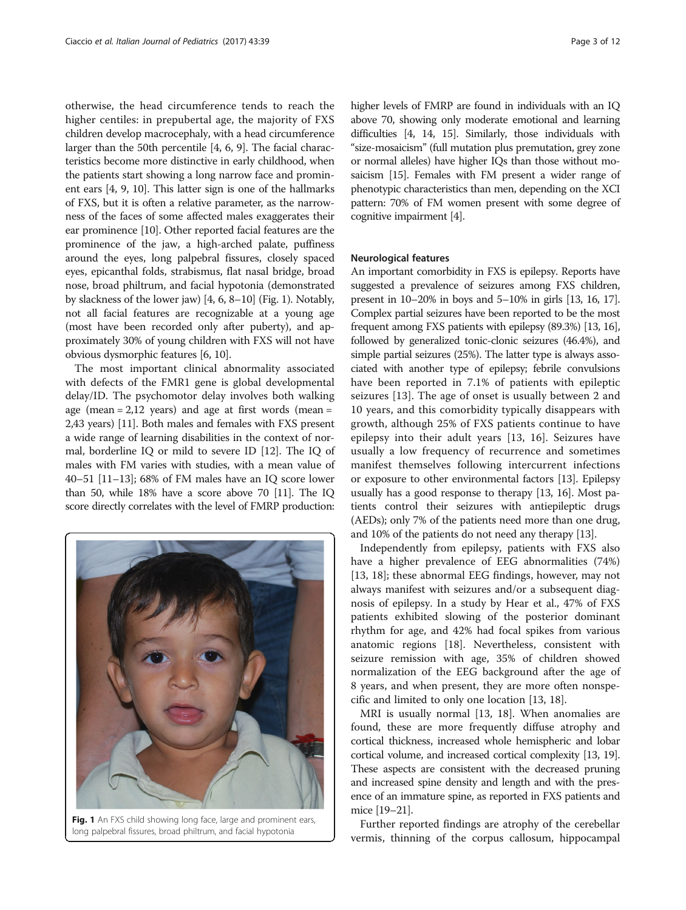otherwise, the head circumference tends to reach the higher centiles: in prepubertal age, the majority of FXS children develop macrocephaly, with a head circumference larger than the 50th percentile [4, 6, 9]. The facial characteristics become more distinctive in early childhood, when the patients start showing a long narrow face and prominent ears [4, 9, 10]. This latter sign is one of the hallmarks of FXS, but it is often a relative parameter, as the narrowness of the faces of some affected males exaggerates their ear prominence [10]. Other reported facial features are the prominence of the jaw, a high-arched palate, puffiness around the eyes, long palpebral fissures, closely spaced eyes, epicanthal folds, strabismus, flat nasal bridge, broad nose, broad philtrum, and facial hypotonia (demonstrated by slackness of the lower jaw) [4, 6, 8–10] (Fig. 1). Notably, not all facial features are recognizable at a young age (most have been recorded only after puberty), and approximately 30% of young children with FXS will not have obvious dysmorphic features [6, 10].

The most important clinical abnormality associated with defects of the FMR1 gene is global developmental delay/ID. The psychomotor delay involves both walking age (mean = 2,12 years) and age at first words (mean = 2,43 years) [11]. Both males and females with FXS present a wide range of learning disabilities in the context of normal, borderline IQ or mild to severe ID [12]. The IQ of males with FM varies with studies, with a mean value of 40–51 [11–13]; 68% of FM males have an IQ score lower than 50, while 18% have a score above 70 [11]. The IQ score directly correlates with the level of FMRP production: higher levels of FMRP are found in individuals with an IQ above 70, showing only moderate emotional and learning difficulties [4, 14, 15]. Similarly, those individuals with "size-mosaicism" (full mutation plus premutation, grey zone or normal alleles) have higher IQs than those without mosaicism [15]. Females with FM present a wider range of phenotypic characteristics than men, depending on the XCI pattern: 70% of FM women present with some degree of cognitive impairment [4].

Fig. 1 An FXS child showing long face, large and prominent ears, long palpebral fissures, broad philtrum, and facial hypotonia

#### Neurological features

An important comorbidity in FXS is epilepsy. Reports have suggested a prevalence of seizures among FXS children, present in 10–20% in boys and 5–10% in girls [13, 16, 17]. Complex partial seizures have been reported to be the most frequent among FXS patients with epilepsy (89.3%) [13, 16], followed by generalized tonic-clonic seizures (46.4%), and simple partial seizures (25%). The latter type is always associated with another type of epilepsy; febrile convulsions have been reported in 7.1% of patients with epileptic seizures [13]. The age of onset is usually between 2 and 10 years, and this comorbidity typically disappears with growth, although 25% of FXS patients continue to have epilepsy into their adult years [13, 16]. Seizures have usually a low frequency of recurrence and sometimes manifest themselves following intercurrent infections or exposure to other environmental factors [13]. Epilepsy usually has a good response to therapy [13, 16]. Most patients control their seizures with antiepileptic drugs (AEDs); only 7% of the patients need more than one drug, and 10% of the patients do not need any therapy [13].

Independently from epilepsy, patients with FXS also have a higher prevalence of EEG abnormalities (74%) [13, 18]; these abnormal EEG findings, however, may not always manifest with seizures and/or a subsequent diagnosis of epilepsy. In a study by Hear et al., 47% of FXS patients exhibited slowing of the posterior dominant rhythm for age, and 42% had focal spikes from various anatomic regions [18]. Nevertheless, consistent with seizure remission with age, 35% of children showed normalization of the EEG background after the age of 8 years, and when present, they are more often nonspecific and limited to only one location [13, 18].

MRI is usually normal [13, 18]. When anomalies are found, these are more frequently diffuse atrophy and cortical thickness, increased whole hemispheric and lobar cortical volume, and increased cortical complexity [13, 19]. These aspects are consistent with the decreased pruning and increased spine density and length and with the presence of an immature spine, as reported in FXS patients and mice [19–21].

Further reported findings are atrophy of the cerebellar vermis, thinning of the corpus callosum, hippocampal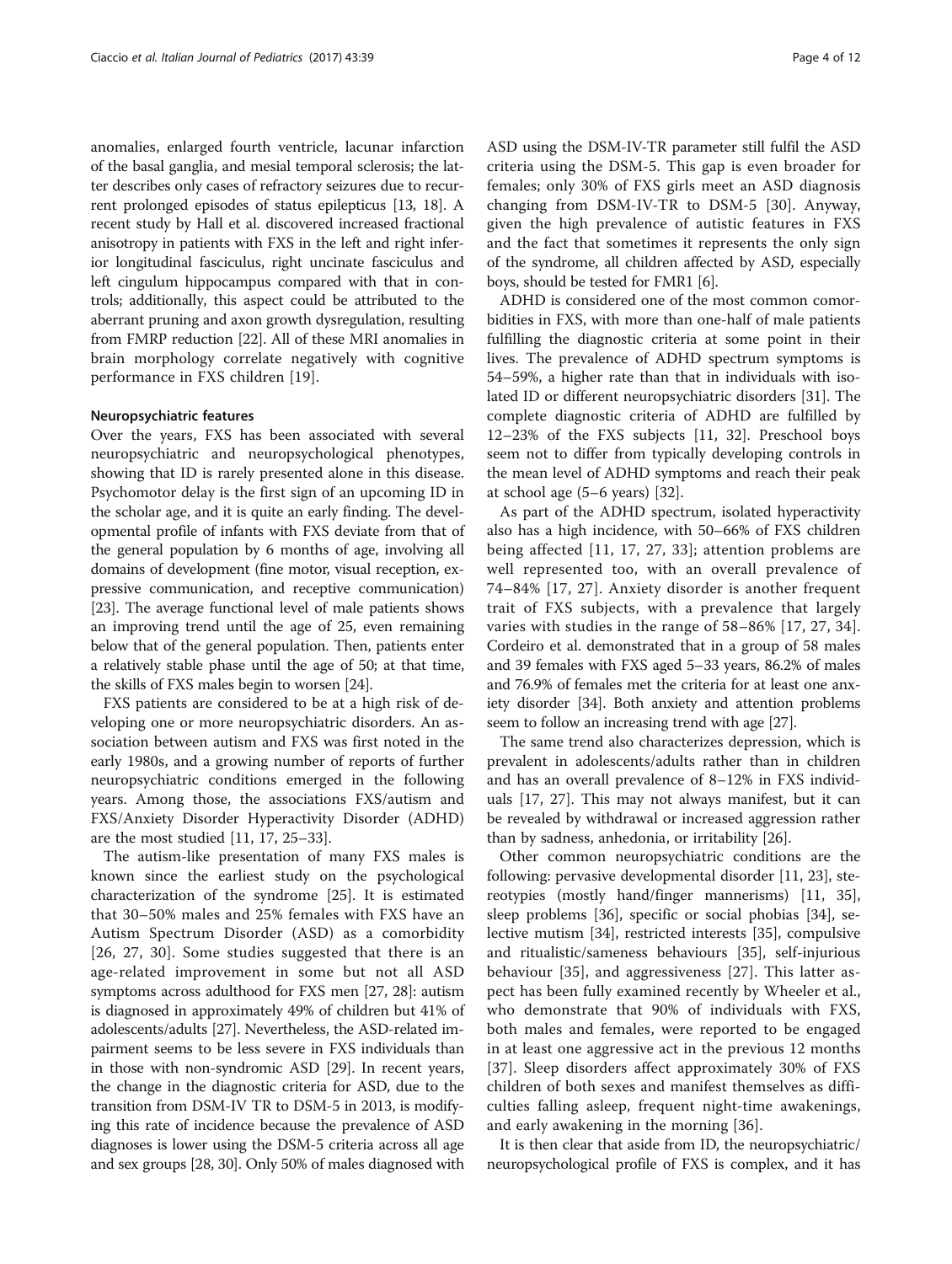anomalies, enlarged fourth ventricle, lacunar infarction of the basal ganglia, and mesial temporal sclerosis; the latter describes only cases of refractory seizures due to recurrent prolonged episodes of status epilepticus [13, 18]. A recent study by Hall et al. discovered increased fractional anisotropy in patients with FXS in the left and right inferior longitudinal fasciculus, right uncinate fasciculus and left cingulum hippocampus compared with that in controls; additionally, this aspect could be attributed to the aberrant pruning and axon growth dysregulation, resulting from FMRP reduction [22]. All of these MRI anomalies in brain morphology correlate negatively with cognitive performance in FXS children [19].

#### Neuropsychiatric features

Over the years, FXS has been associated with several neuropsychiatric and neuropsychological phenotypes, showing that ID is rarely presented alone in this disease. Psychomotor delay is the first sign of an upcoming ID in the scholar age, and it is quite an early finding. The developmental profile of infants with FXS deviate from that of the general population by 6 months of age, involving all domains of development (fine motor, visual reception, expressive communication, and receptive communication) [23]. The average functional level of male patients shows an improving trend until the age of 25, even remaining below that of the general population. Then, patients enter a relatively stable phase until the age of 50; at that time, the skills of FXS males begin to worsen [24].

FXS patients are considered to be at a high risk of developing one or more neuropsychiatric disorders. An association between autism and FXS was first noted in the early 1980s, and a growing number of reports of further neuropsychiatric conditions emerged in the following years. Among those, the associations FXS/autism and FXS/Anxiety Disorder Hyperactivity Disorder (ADHD) are the most studied [11, 17, 25–33].

The autism-like presentation of many FXS males is known since the earliest study on the psychological characterization of the syndrome [25]. It is estimated that 30–50% males and 25% females with FXS have an Autism Spectrum Disorder (ASD) as a comorbidity [26, 27, 30]. Some studies suggested that there is an age-related improvement in some but not all ASD symptoms across adulthood for FXS men [27, 28]: autism is diagnosed in approximately 49% of children but 41% of adolescents/adults [27]. Nevertheless, the ASD-related impairment seems to be less severe in FXS individuals than in those with non-syndromic ASD [29]. In recent years, the change in the diagnostic criteria for ASD, due to the transition from DSM-IV TR to DSM-5 in 2013, is modifying this rate of incidence because the prevalence of ASD diagnoses is lower using the DSM-5 criteria across all age and sex groups [28, 30]. Only 50% of males diagnosed with ASD using the DSM-IV-TR parameter still fulfil the ASD criteria using the DSM-5. This gap is even broader for females; only 30% of FXS girls meet an ASD diagnosis changing from DSM-IV-TR to DSM-5 [30]. Anyway, given the high prevalence of autistic features in FXS and the fact that sometimes it represents the only sign of the syndrome, all children affected by ASD, especially boys, should be tested for FMR1 [6].

ADHD is considered one of the most common comorbidities in FXS, with more than one-half of male patients fulfilling the diagnostic criteria at some point in their lives. The prevalence of ADHD spectrum symptoms is 54–59%, a higher rate than that in individuals with isolated ID or different neuropsychiatric disorders [31]. The complete diagnostic criteria of ADHD are fulfilled by 12–23% of the FXS subjects [11, 32]. Preschool boys seem not to differ from typically developing controls in the mean level of ADHD symptoms and reach their peak at school age (5–6 years) [32].

As part of the ADHD spectrum, isolated hyperactivity also has a high incidence, with 50–66% of FXS children being affected [11, 17, 27, 33]; attention problems are well represented too, with an overall prevalence of 74–84% [17, 27]. Anxiety disorder is another frequent trait of FXS subjects, with a prevalence that largely varies with studies in the range of 58–86% [17, 27, 34]. Cordeiro et al. demonstrated that in a group of 58 males and 39 females with FXS aged 5–33 years, 86.2% of males and 76.9% of females met the criteria for at least one anxiety disorder [34]. Both anxiety and attention problems seem to follow an increasing trend with age [27].

The same trend also characterizes depression, which is prevalent in adolescents/adults rather than in children and has an overall prevalence of 8–12% in FXS individuals [17, 27]. This may not always manifest, but it can be revealed by withdrawal or increased aggression rather than by sadness, anhedonia, or irritability [26].

Other common neuropsychiatric conditions are the following: pervasive developmental disorder [11, 23], stereotypies (mostly hand/finger mannerisms) [11, 35], sleep problems [36], specific or social phobias [34], selective mutism [34], restricted interests [35], compulsive and ritualistic/sameness behaviours [35], self-injurious behaviour [35], and aggressiveness [27]. This latter aspect has been fully examined recently by Wheeler et al., who demonstrate that 90% of individuals with FXS, both males and females, were reported to be engaged in at least one aggressive act in the previous 12 months [37]. Sleep disorders affect approximately 30% of FXS children of both sexes and manifest themselves as difficulties falling asleep, frequent night-time awakenings, and early awakening in the morning [36].

It is then clear that aside from ID, the neuropsychiatric/neuropsychological profile of FXS is complex, and it has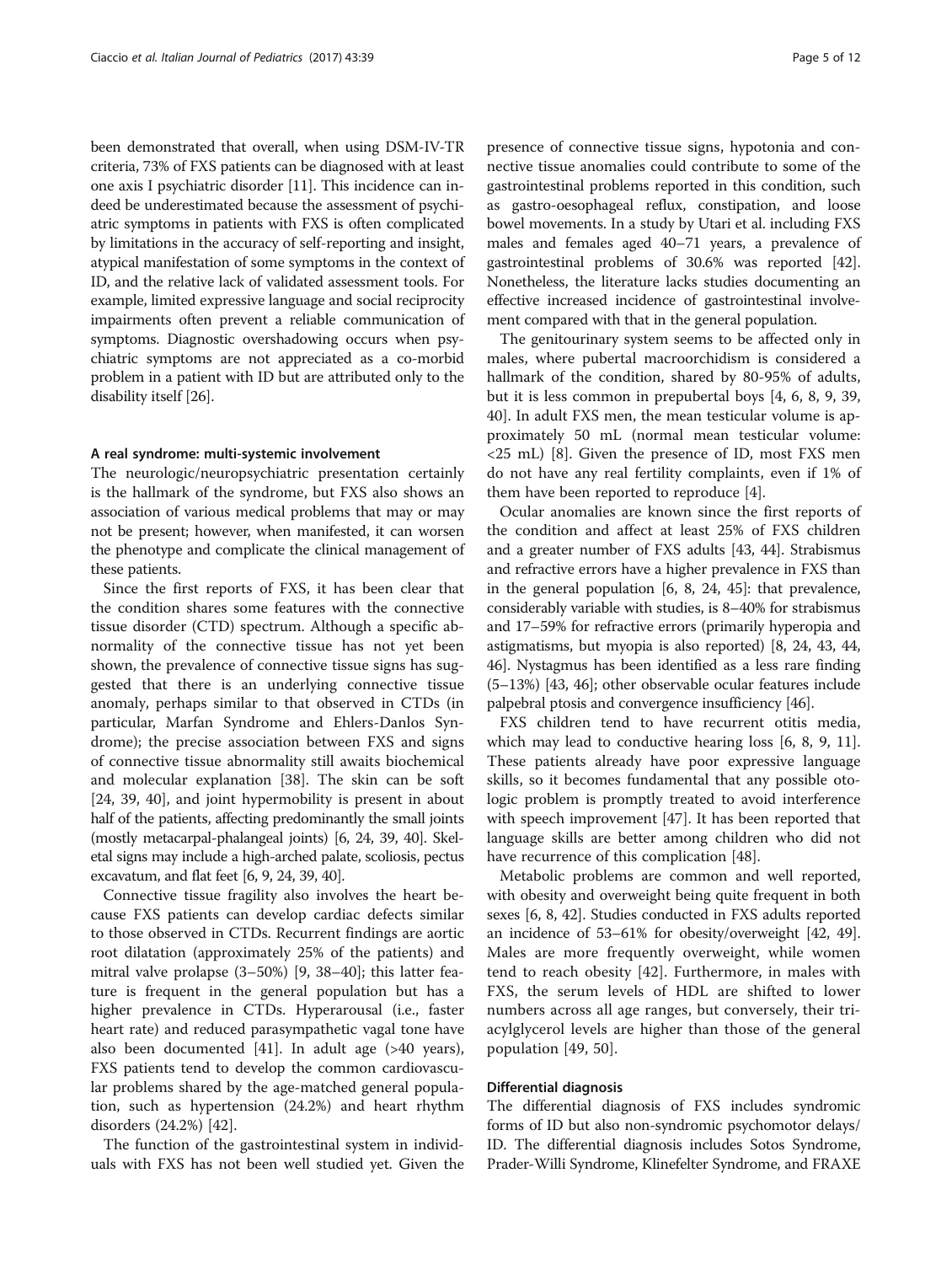been demonstrated that overall, when using DSM-IV-TR criteria, 73% of FXS patients can be diagnosed with at least one axis I psychiatric disorder [11]. This incidence can indeed be underestimated because the assessment of psychiatric symptoms in patients with FXS is often complicated by limitations in the accuracy of self-reporting and insight, atypical manifestation of some symptoms in the context of ID, and the relative lack of validated assessment tools. For example, limited expressive language and social reciprocity impairments often prevent a reliable communication of symptoms. Diagnostic overshadowing occurs when psychiatric symptoms are not appreciated as a co-morbid problem in a patient with ID but are attributed only to the disability itself [26].

## A real syndrome: multi-systemic involvement

The neurologic/neuropsychiatric presentation certainly is the hallmark of the syndrome, but FXS also shows an association of various medical problems that may or may not be present; however, when manifested, it can worsen the phenotype and complicate the clinical management of these patients.

Since the first reports of FXS, it has been clear that the condition shares some features with the connective tissue disorder (CTD) spectrum. Although a specific abnormality of the connective tissue has not yet been shown, the prevalence of connective tissue signs has suggested that there is an underlying connective tissue anomaly, perhaps similar to that observed in CTDs (in particular, Marfan Syndrome and Ehlers-Danlos Syndrome); the precise association between FXS and signs of connective tissue abnormality still awaits biochemical and molecular explanation [38]. The skin can be soft [24, 39, 40], and joint hypermobility is present in about half of the patients, affecting predominantly the small joints (mostly metacarpal-phalangeal joints) [6, 24, 39, 40]. Skeletal signs may include a high-arched palate, scoliosis, pectus excavatum, and flat feet [6, 9, 24, 39, 40].

Connective tissue fragility also involves the heart because FXS patients can develop cardiac defects similar to those observed in CTDs. Recurrent findings are aortic root dilatation (approximately 25% of the patients) and mitral valve prolapse (3–50%) [9, 38–40]; this latter feature is frequent in the general population but has a higher prevalence in CTDs. Hyperarousal (i.e., faster heart rate) and reduced parasympathetic vagal tone have also been documented [41]. In adult age (>40 years), FXS patients tend to develop the common cardiovascular problems shared by the age-matched general population, such as hypertension (24.2%) and heart rhythm disorders (24.2%) [42].

The function of the gastrointestinal system in individuals with FXS has not been well studied yet. Given the presence of connective tissue signs, hypotonia and connective tissue anomalies could contribute to some of the gastrointestinal problems reported in this condition, such as gastro-oesophageal reflux, constipation, and loose bowel movements. In a study by Utari et al. including FXS males and females aged 40–71 years, a prevalence of gastrointestinal problems of 30.6% was reported [42]. Nonetheless, the literature lacks studies documenting an effective increased incidence of gastrointestinal involvement compared with that in the general population.

The genitourinary system seems to be affected only in males, where pubertal macroorchidism is considered a hallmark of the condition, shared by 80-95% of adults, but it is less common in prepubertal boys [4, 6, 8, 9, 39, 40]. In adult FXS men, the mean testicular volume is approximately 50 mL (normal mean testicular volume: <25 mL) [8]. Given the presence of ID, most FXS men do not have any real fertility complaints, even if 1% of them have been reported to reproduce [4].

Ocular anomalies are known since the first reports of the condition and affect at least 25% of FXS children and a greater number of FXS adults [43, 44]. Strabismus and refractive errors have a higher prevalence in FXS than in the general population [6, 8, 24, 45]: that prevalence, considerably variable with studies, is 8–40% for strabismus and 17–59% for refractive errors (primarily hyperopia and astigmatisms, but myopia is also reported) [8, 24, 43, 44, 46]. Nystagmus has been identified as a less rare finding (5–13%) [43, 46]; other observable ocular features include palpebral ptosis and convergence insufficiency [46].

FXS children tend to have recurrent otitis media, which may lead to conductive hearing loss [6, 8, 9, 11]. These patients already have poor expressive language skills, so it becomes fundamental that any possible otologic problem is promptly treated to avoid interference with speech improvement [47]. It has been reported that language skills are better among children who did not have recurrence of this complication [48].

Metabolic problems are common and well reported, with obesity and overweight being quite frequent in both sexes [6, 8, 42]. Studies conducted in FXS adults reported an incidence of 53–61% for obesity/overweight [42, 49]. Males are more frequently overweight, while women tend to reach obesity [42]. Furthermore, in males with FXS, the serum levels of HDL are shifted to lower numbers across all age ranges, but conversely, their triacylglycerol levels are higher than those of the general population [49, 50].

## Differential diagnosis

The differential diagnosis of FXS includes syndromic forms of ID but also non-syndromic psychomotor delays/ID. The differential diagnosis includes Sotos Syndrome, Prader-Willi Syndrome, Klinefelter Syndrome, and FRAXE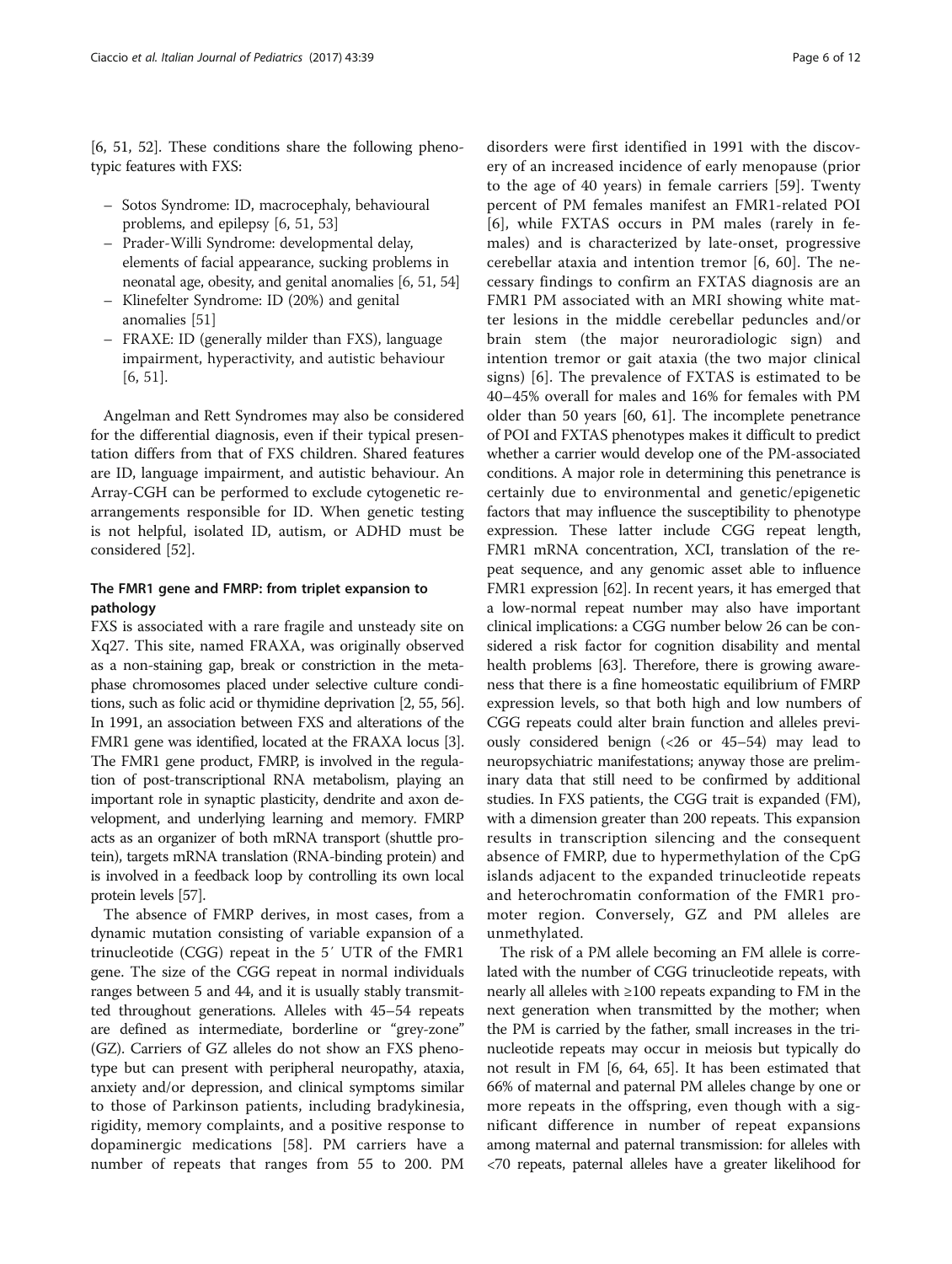[6, 51, 52]. These conditions share the following phenotypic features with FXS:

- Sotos Syndrome: ID, macrocephaly, behavioural problems, and epilepsy [6, 51, 53]
- Prader-Willi Syndrome: developmental delay, elements of facial appearance, sucking problems in neonatal age, obesity, and genital anomalies [6, 51, 54]
- Klinefelter Syndrome: ID (20%) and genital anomalies [51]
- FRAXE: ID (generally milder than FXS), language impairment, hyperactivity, and autistic behaviour [6, 51].

Angelman and Rett Syndromes may also be considered for the differential diagnosis, even if their typical presentation differs from that of FXS children. Shared features are ID, language impairment, and autistic behaviour. An Array-CGH can be performed to exclude cytogenetic rearrangements responsible for ID. When genetic testing is not helpful, isolated ID, autism, or ADHD must be considered [52].

## The FMR1 gene and FMRP: from triplet expansion to pathology

FXS is associated with a rare fragile and unsteady site on Xq27. This site, named FRAXA, was originally observed as a non-staining gap, break or constriction in the metaphase chromosomes placed under selective culture conditions, such as folic acid or thymidine deprivation [2, 55, 56]. In 1991, an association between FXS and alterations of the FMR1 gene was identified, located at the FRAXA locus [3]. The FMR1 gene product, FMRP, is involved in the regulation of post-transcriptional RNA metabolism, playing an important role in synaptic plasticity, dendrite and axon development, and underlying learning and memory. FMRP acts as an organizer of both mRNA transport (shuttle protein), targets mRNA translation (RNA-binding protein) and is involved in a feedback loop by controlling its own local protein levels [57].

The absence of FMRP derives, in most cases, from a dynamic mutation consisting of variable expansion of a trinucleotide (CGG) repeat in the 5′ UTR of the FMR1 gene. The size of the CGG repeat in normal individuals ranges between 5 and 44, and it is usually stably transmitted throughout generations. Alleles with 45–54 repeats are defined as intermediate, borderline or "grey-zone" (GZ). Carriers of GZ alleles do not show an FXS phenotype but can present with peripheral neuropathy, ataxia, anxiety and/or depression, and clinical symptoms similar to those of Parkinson patients, including bradykinesia, rigidity, memory complaints, and a positive response to dopaminergic medications [58]. PM carriers have a number of repeats that ranges from 55 to 200. PM disorders were first identified in 1991 with the discovery of an increased incidence of early menopause (prior to the age of 40 years) in female carriers [59]. Twenty percent of PM females manifest an FMR1-related POI [6], while FXTAS occurs in PM males (rarely in females) and is characterized by late-onset, progressive cerebellar ataxia and intention tremor [6, 60]. The necessary findings to confirm an FXTAS diagnosis are an FMR1 PM associated with an MRI showing white matter lesions in the middle cerebellar peduncles and/or brain stem (the major neuroradiologic sign) and intention tremor or gait ataxia (the two major clinical signs) [6]. The prevalence of FXTAS is estimated to be 40–45% overall for males and 16% for females with PM older than 50 years [60, 61]. The incomplete penetrance of POI and FXTAS phenotypes makes it difficult to predict whether a carrier would develop one of the PM-associated conditions. A major role in determining this penetrance is certainly due to environmental and genetic/epigenetic factors that may influence the susceptibility to phenotype expression. These latter include CGG repeat length, FMR1 mRNA concentration, XCI, translation of the repeat sequence, and any genomic asset able to influence FMR1 expression [62]. In recent years, it has emerged that a low-normal repeat number may also have important clinical implications: a CGG number below 26 can be considered a risk factor for cognition disability and mental health problems [63]. Therefore, there is growing awareness that there is a fine homeostatic equilibrium of FMRP expression levels, so that both high and low numbers of CGG repeats could alter brain function and alleles previously considered benign (<26 or 45–54) may lead to neuropsychiatric manifestations; anyway those are preliminary data that still need to be confirmed by additional studies. In FXS patients, the CGG trait is expanded (FM), with a dimension greater than 200 repeats. This expansion results in transcription silencing and the consequent absence of FMRP, due to hypermethylation of the CpG islands adjacent to the expanded trinucleotide repeats and heterochromatin conformation of the FMR1 promoter region. Conversely, GZ and PM alleles are unmethylated.

The risk of a PM allele becoming an FM allele is correlated with the number of CGG trinucleotide repeats, with nearly all alleles with ≥100 repeats expanding to FM in the next generation when transmitted by the mother; when the PM is carried by the father, small increases in the trinucleotide repeats may occur in meiosis but typically do not result in FM [6, 64, 65]. It has been estimated that 66% of maternal and paternal PM alleles change by one or more repeats in the offspring, even though with a significant difference in number of repeat expansions among maternal and paternal transmission: for alleles with <70 repeats, paternal alleles have a greater likelihood for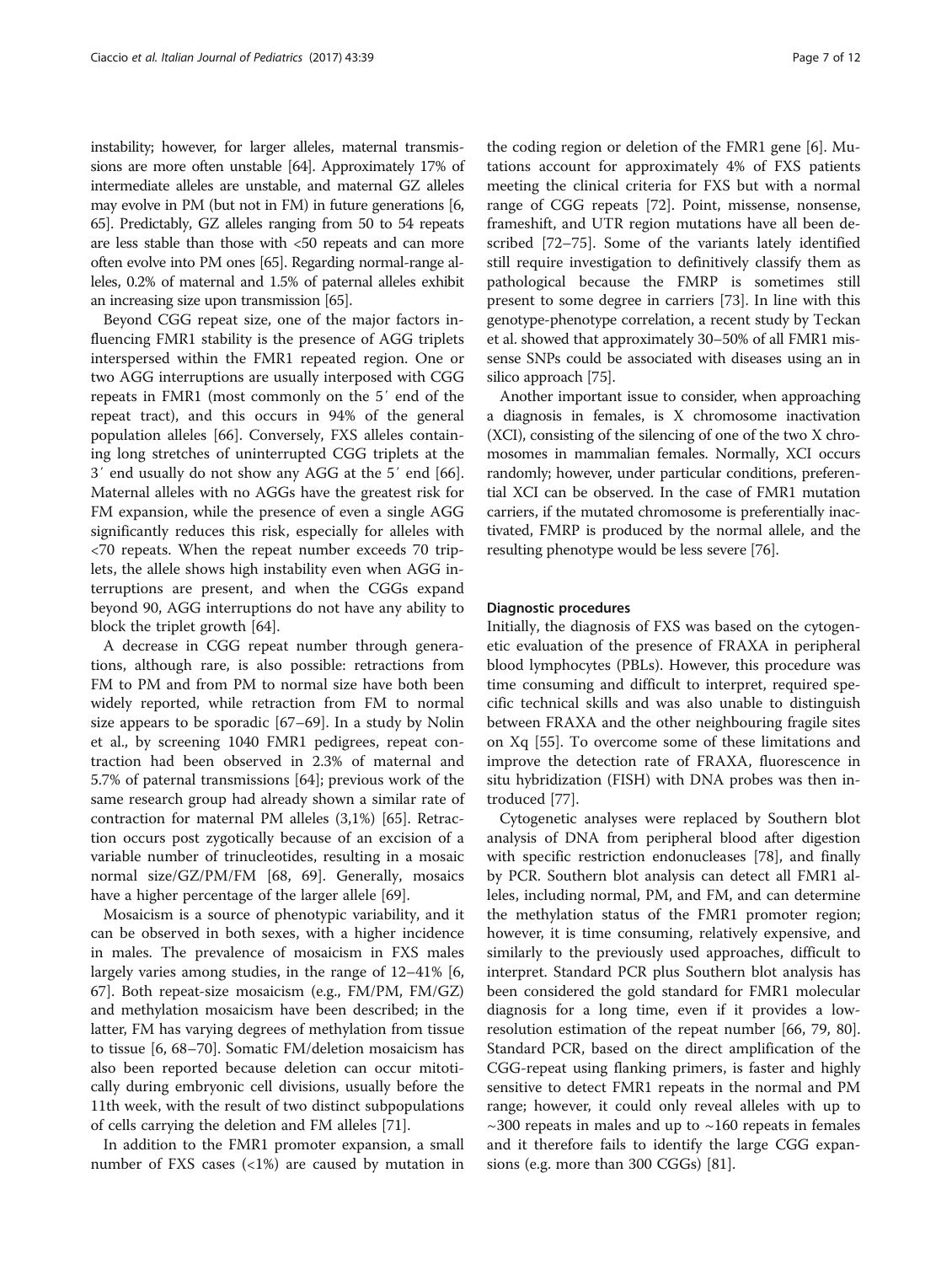instability; however, for larger alleles, maternal transmissions are more often unstable [64]. Approximately 17% of intermediate alleles are unstable, and maternal GZ alleles may evolve in PM (but not in FM) in future generations [6, 65]. Predictably, GZ alleles ranging from 50 to 54 repeats are less stable than those with <50 repeats and can more often evolve into PM ones [65]. Regarding normal-range alleles, 0.2% of maternal and 1.5% of paternal alleles exhibit an increasing size upon transmission [65].

Beyond CGG repeat size, one of the major factors influencing FMR1 stability is the presence of AGG triplets interspersed within the FMR1 repeated region. One or two AGG interruptions are usually interposed with CGG repeats in FMR1 (most commonly on the 5′ end of the repeat tract), and this occurs in 94% of the general population alleles [66]. Conversely, FXS alleles containing long stretches of uninterrupted CGG triplets at the 3′ end usually do not show any AGG at the 5′ end [66]. Maternal alleles with no AGGs have the greatest risk for FM expansion, while the presence of even a single AGG significantly reduces this risk, especially for alleles with <70 repeats. When the repeat number exceeds 70 triplets, the allele shows high instability even when AGG interruptions are present, and when the CGGs expand beyond 90, AGG interruptions do not have any ability to block the triplet growth [64].

A decrease in CGG repeat number through generations, although rare, is also possible: retractions from FM to PM and from PM to normal size have both been widely reported, while retraction from FM to normal size appears to be sporadic [67–69]. In a study by Nolin et al., by screening 1040 FMR1 pedigrees, repeat contraction had been observed in 2.3% of maternal and 5.7% of paternal transmissions [64]; previous work of the same research group had already shown a similar rate of contraction for maternal PM alleles (3,1%) [65]. Retraction occurs post zygotically because of an excision of a variable number of trinucleotides, resulting in a mosaic normal size/GZ/PM/FM [68, 69]. Generally, mosaics have a higher percentage of the larger allele [69].

Mosaicism is a source of phenotypic variability, and it can be observed in both sexes, with a higher incidence in males. The prevalence of mosaicism in FXS males largely varies among studies, in the range of 12–41% [6, 67]. Both repeat-size mosaicism (e.g., FM/PM, FM/GZ) and methylation mosaicism have been described; in the latter, FM has varying degrees of methylation from tissue to tissue [6, 68–70]. Somatic FM/deletion mosaicism has also been reported because deletion can occur mitotically during embryonic cell divisions, usually before the 11th week, with the result of two distinct subpopulations of cells carrying the deletion and FM alleles [71].

In addition to the FMR1 promoter expansion, a small number of FXS cases (<1%) are caused by mutation in the coding region or deletion of the FMR1 gene [6]. Mutations account for approximately 4% of FXS patients meeting the clinical criteria for FXS but with a normal range of CGG repeats [72]. Point, missense, nonsense, frameshift, and UTR region mutations have all been described [72–75]. Some of the variants lately identified still require investigation to definitively classify them as pathological because the FMRP is sometimes still present to some degree in carriers [73]. In line with this genotype-phenotype correlation, a recent study by Teckan et al. showed that approximately 30–50% of all FMR1 missense SNPs could be associated with diseases using an in silico approach [75].

Another important issue to consider, when approaching a diagnosis in females, is X chromosome inactivation (XCI), consisting of the silencing of one of the two X chromosomes in mammalian females. Normally, XCI occurs randomly; however, under particular conditions, preferential XCI can be observed. In the case of FMR1 mutation carriers, if the mutated chromosome is preferentially inactivated, FMRP is produced by the normal allele, and the resulting phenotype would be less severe [76].

### Diagnostic procedures

Initially, the diagnosis of FXS was based on the cytogenetic evaluation of the presence of FRAXA in peripheral blood lymphocytes (PBLs). However, this procedure was time consuming and difficult to interpret, required specific technical skills and was also unable to distinguish between FRAXA and the other neighbouring fragile sites on Xq [55]. To overcome some of these limitations and improve the detection rate of FRAXA, fluorescence in situ hybridization (FISH) with DNA probes was then introduced [77].

Cytogenetic analyses were replaced by Southern blot analysis of DNA from peripheral blood after digestion with specific restriction endonucleases [78], and finally by PCR. Southern blot analysis can detect all FMR1 alleles, including normal, PM, and FM, and can determine the methylation status of the FMR1 promoter region; however, it is time consuming, relatively expensive, and similarly to the previously used approaches, difficult to interpret. Standard PCR plus Southern blot analysis has been considered the gold standard for FMR1 molecular diagnosis for a long time, even if it provides a low-resolution estimation of the repeat number [66, 79, 80]. Standard PCR, based on the direct amplification of the CGG-repeat using flanking primers, is faster and highly sensitive to detect FMR1 repeats in the normal and PM range; however, it could only reveal alleles with up to ~300 repeats in males and up to ~160 repeats in females and it therefore fails to identify the large CGG expansions (e.g. more than 300 CGGs) [81].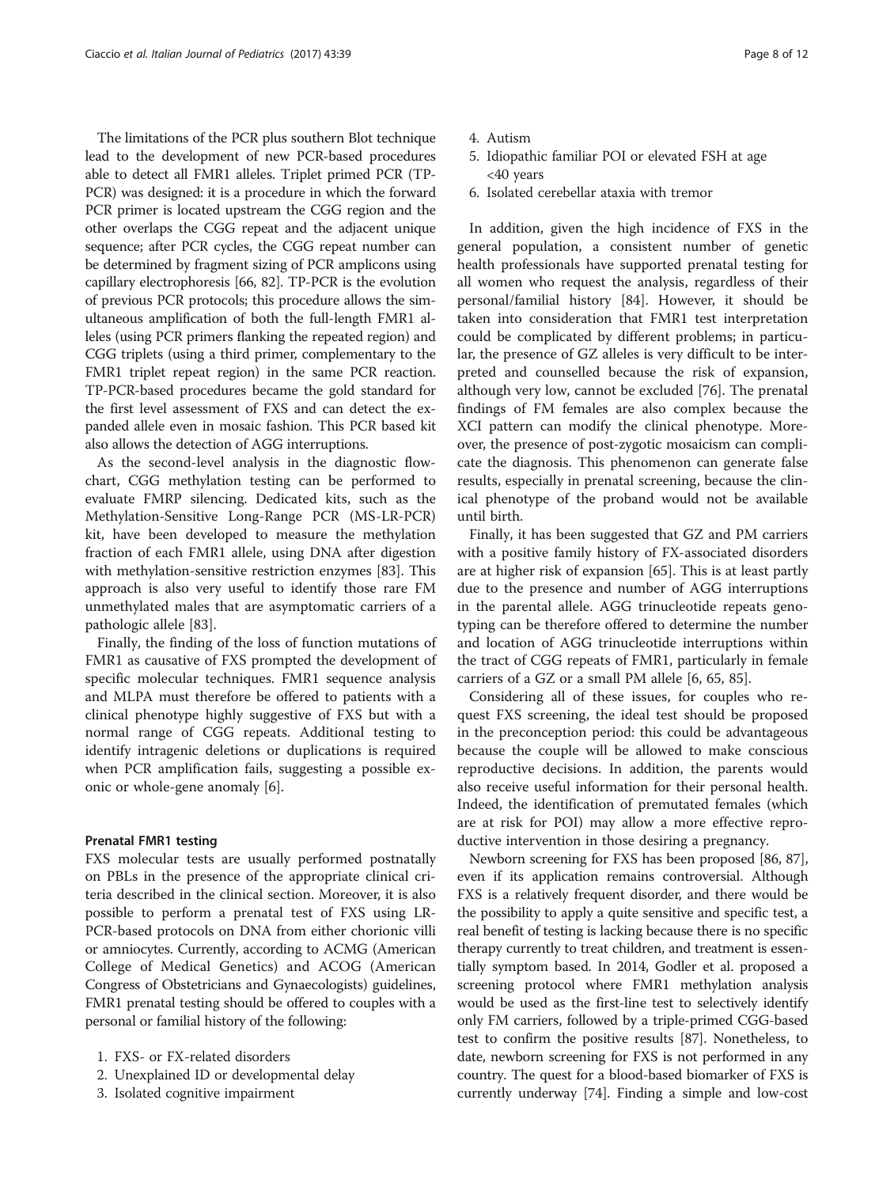The limitations of the PCR plus southern Blot technique lead to the development of new PCR-based procedures able to detect all FMR1 alleles. Triplet primed PCR (TP-PCR) was designed: it is a procedure in which the forward PCR primer is located upstream the CGG region and the other overlaps the CGG repeat and the adjacent unique sequence; after PCR cycles, the CGG repeat number can be determined by fragment sizing of PCR amplicons using capillary electrophoresis [66, 82]. TP-PCR is the evolution of previous PCR protocols; this procedure allows the simultaneous amplification of both the full-length FMR1 alleles (using PCR primers flanking the repeated region) and CGG triplets (using a third primer, complementary to the FMR1 triplet repeat region) in the same PCR reaction. TP-PCR-based procedures became the gold standard for the first level assessment of FXS and can detect the expanded allele even in mosaic fashion. This PCR based kit also allows the detection of AGG interruptions.

As the second-level analysis in the diagnostic flowchart, CGG methylation testing can be performed to evaluate FMRP silencing. Dedicated kits, such as the Methylation-Sensitive Long-Range PCR (MS-LR-PCR) kit, have been developed to measure the methylation fraction of each FMR1 allele, using DNA after digestion with methylation-sensitive restriction enzymes [83]. This approach is also very useful to identify those rare FM unmethylated males that are asymptomatic carriers of a pathologic allele [83].

Finally, the finding of the loss of function mutations of FMR1 as causative of FXS prompted the development of specific molecular techniques. FMR1 sequence analysis and MLPA must therefore be offered to patients with a clinical phenotype highly suggestive of FXS but with a normal range of CGG repeats. Additional testing to identify intragenic deletions or duplications is required when PCR amplification fails, suggesting a possible exonic or whole-gene anomaly [6].

#### Prenatal FMR1 testing

FXS molecular tests are usually performed postnatally on PBLs in the presence of the appropriate clinical criteria described in the clinical section. Moreover, it is also possible to perform a prenatal test of FXS using LR-PCR-based protocols on DNA from either chorionic villi or amniocytes. Currently, according to ACMG (American College of Medical Genetics) and ACOG (American Congress of Obstetricians and Gynaecologists) guidelines, FMR1 prenatal testing should be offered to couples with a personal or familial history of the following:

1. FXS- or FX-related disorders
2. Unexplained ID or developmental delay
3. Isolated cognitive impairment
4. Autism
5. Idiopathic familiar POI or elevated FSH at age <40 years
6. Isolated cerebellar ataxia with tremor

In addition, given the high incidence of FXS in the general population, a consistent number of genetic health professionals have supported prenatal testing for all women who request the analysis, regardless of their personal/familial history [84]. However, it should be taken into consideration that FMR1 test interpretation could be complicated by different problems; in particular, the presence of GZ alleles is very difficult to be interpreted and counselled because the risk of expansion, although very low, cannot be excluded [76]. The prenatal findings of FM females are also complex because the XCI pattern can modify the clinical phenotype. Moreover, the presence of post-zygotic mosaicism can complicate the diagnosis. This phenomenon can generate false results, especially in prenatal screening, because the clinical phenotype of the proband would not be available until birth.

Finally, it has been suggested that GZ and PM carriers with a positive family history of FX-associated disorders are at higher risk of expansion [65]. This is at least partly due to the presence and number of AGG interruptions in the parental allele. AGG trinucleotide repeats genotyping can be therefore offered to determine the number and location of AGG trinucleotide interruptions within the tract of CGG repeats of FMR1, particularly in female carriers of a GZ or a small PM allele [6, 65, 85].

Considering all of these issues, for couples who request FXS screening, the ideal test should be proposed in the preconception period: this could be advantageous because the couple will be allowed to make conscious reproductive decisions. In addition, the parents would also receive useful information for their personal health. Indeed, the identification of premutated females (which are at risk for POI) may allow a more effective reproductive intervention in those desiring a pregnancy.

Newborn screening for FXS has been proposed [86, 87], even if its application remains controversial. Although FXS is a relatively frequent disorder, and there would be the possibility to apply a quite sensitive and specific test, a real benefit of testing is lacking because there is no specific therapy currently to treat children, and treatment is essentially symptom based. In 2014, Godler et al. proposed a screening protocol where FMR1 methylation analysis would be used as the first-line test to selectively identify only FM carriers, followed by a triple-primed CGG-based test to confirm the positive results [87]. Nonetheless, to date, newborn screening for FXS is not performed in any country. The quest for a blood-based biomarker of FXS is currently underway [74]. Finding a simple and low-cost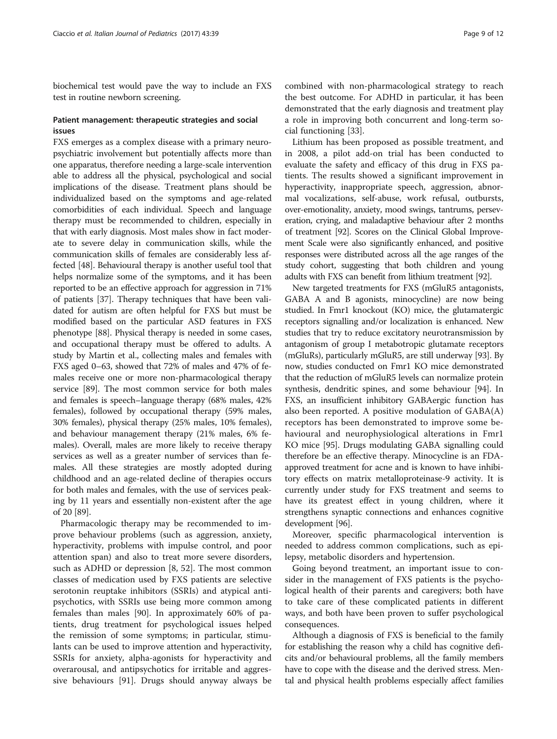biochemical test would pave the way to include an FXS test in routine newborn screening.

### Patient management: therapeutic strategies and social issues

FXS emerges as a complex disease with a primary neuropsychiatric involvement but potentially affects more than one apparatus, therefore needing a large-scale intervention able to address all the physical, psychological and social implications of the disease. Treatment plans should be individualized based on the symptoms and age-related comorbidities of each individual. Speech and language therapy must be recommended to children, especially in that with early diagnosis. Most males show in fact moderate to severe delay in communication skills, while the communication skills of females are considerably less affected [48]. Behavioural therapy is another useful tool that helps normalize some of the symptoms, and it has been reported to be an effective approach for aggression in 71% of patients [37]. Therapy techniques that have been validated for autism are often helpful for FXS but must be modified based on the particular ASD features in FXS phenotype [88]. Physical therapy is needed in some cases, and occupational therapy must be offered to adults. A study by Martin et al., collecting males and females with FXS aged 0–63, showed that 72% of males and 47% of females receive one or more non-pharmacological therapy service [89]. The most common service for both males and females is speech–language therapy (68% males, 42% females), followed by occupational therapy (59% males, 30% females), physical therapy (25% males, 10% females), and behaviour management therapy (21% males, 6% females). Overall, males are more likely to receive therapy services as well as a greater number of services than females. All these strategies are mostly adopted during childhood and an age-related decline of therapies occurs for both males and females, with the use of services peaking by 11 years and essentially non-existent after the age of 20 [89].

Pharmacologic therapy may be recommended to improve behaviour problems (such as aggression, anxiety, hyperactivity, problems with impulse control, and poor attention span) and also to treat more severe disorders, such as ADHD or depression [8, 52]. The most common classes of medication used by FXS patients are selective serotonin reuptake inhibitors (SSRIs) and atypical antipsychotics, with SSRIs use being more common among females than males [90]. In approximately 60% of patients, drug treatment for psychological issues helped the remission of some symptoms; in particular, stimulants can be used to improve attention and hyperactivity, SSRIs for anxiety, alpha-agonists for hyperactivity and overarousal, and antipsychotics for irritable and aggressive behaviours [91]. Drugs should anyway always be combined with non-pharmacological strategy to reach the best outcome. For ADHD in particular, it has been demonstrated that the early diagnosis and treatment play a role in improving both concurrent and long-term social functioning [33].

Lithium has been proposed as possible treatment, and in 2008, a pilot add-on trial has been conducted to evaluate the safety and efficacy of this drug in FXS patients. The results showed a significant improvement in hyperactivity, inappropriate speech, aggression, abnormal vocalizations, self-abuse, work refusal, outbursts, over-emotionality, anxiety, mood swings, tantrums, perseveration, crying, and maladaptive behaviour after 2 months of treatment [92]. Scores on the Clinical Global Improvement Scale were also significantly enhanced, and positive responses were distributed across all the age ranges of the study cohort, suggesting that both children and young adults with FXS can benefit from lithium treatment [92].

New targeted treatments for FXS (mGluR5 antagonists, GABA A and B agonists, minocycline) are now being studied. In Fmr1 knockout (KO) mice, the glutamatergic receptors signalling and/or localization is enhanced. New studies that try to reduce excitatory neurotransmission by antagonism of group I metabotropic glutamate receptors (mGluRs), particularly mGluR5, are still underway [93]. By now, studies conducted on Fmr1 KO mice demonstrated that the reduction of mGluR5 levels can normalize protein synthesis, dendritic spines, and some behaviour [94]. In FXS, an insufficient inhibitory GABAergic function has also been reported. A positive modulation of GABA(A) receptors has been demonstrated to improve some behavioural and neurophysiological alterations in Fmr1 KO mice [95]. Drugs modulating GABA signalling could therefore be an effective therapy. Minocycline is an FDA-approved treatment for acne and is known to have inhibitory effects on matrix metalloproteinase-9 activity. It is currently under study for FXS treatment and seems to have its greatest effect in young children, where it strengthens synaptic connections and enhances cognitive development [96].

Moreover, specific pharmacological intervention is needed to address common complications, such as epilepsy, metabolic disorders and hypertension.

Going beyond treatment, an important issue to consider in the management of FXS patients is the psychological health of their parents and caregivers; both have to take care of these complicated patients in different ways, and both have been proven to suffer psychological consequences.

Although a diagnosis of FXS is beneficial to the family for establishing the reason why a child has cognitive deficits and/or behavioural problems, all the family members have to cope with the disease and the derived stress. Mental and physical health problems especially affect families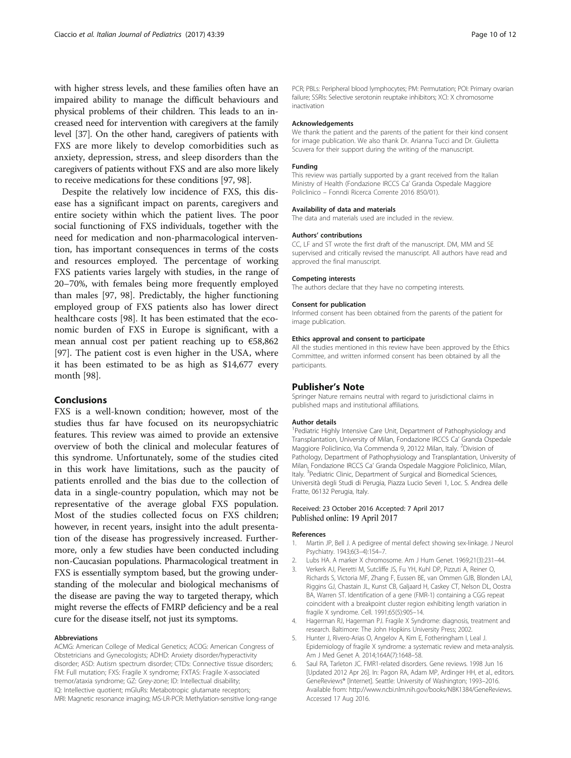with higher stress levels, and these families often have an impaired ability to manage the difficult behaviours and physical problems of their children. This leads to an increased need for intervention with caregivers at the family level [37]. On the other hand, caregivers of patients with FXS are more likely to develop comorbidities such as anxiety, depression, stress, and sleep disorders than the caregivers of patients without FXS and are also more likely to receive medications for these conditions [97, 98].

Despite the relatively low incidence of FXS, this disease has a significant impact on parents, caregivers and entire society within which the patient lives. The poor social functioning of FXS individuals, together with the need for medication and non-pharmacological intervention, has important consequences in terms of the costs and resources employed. The percentage of working FXS patients varies largely with studies, in the range of 20–70%, with females being more frequently employed than males [97, 98]. Predictably, the higher functioning employed group of FXS patients also has lower direct healthcare costs [98]. It has been estimated that the economic burden of FXS in Europe is significant, with a mean annual cost per patient reaching up to €58,862 [97]. The patient cost is even higher in the USA, where it has been estimated to be as high as $14,677 every month [98].

## Conclusions

FXS is a well-known condition; however, most of the studies thus far have focused on its neuropsychiatric features. This review was aimed to provide an extensive overview of both the clinical and molecular features of this syndrome. Unfortunately, some of the studies cited in this work have limitations, such as the paucity of patients enrolled and the bias due to the collection of data in a single-country population, which may not be representative of the average global FXS population. Most of the studies collected focus on FXS children; however, in recent years, insight into the adult presentation of the disease has progressively increased. Furthermore, only a few studies have been conducted including non-Caucasian populations. Pharmacological treatment in FXS is essentially symptom based, but the growing understanding of the molecular and biological mechanisms of the disease are paving the way to targeted therapy, which might reverse the effects of FMRP deficiency and be a real cure for the disease itself, not just its symptoms.

#### Abbreviations

ACMG: American College of Medical Genetics; ACOG: American Congress of Obstetricians and Gynecologists; ADHD: Anxiety disorder/hyperactivity disorder; ASD: Autism spectrum disorder; CTDs: Connective tissue disorders; FM: Full mutation; FXS: Fragile X syndrome; FXTAS: Fragile X-associated tremor/ataxia syndrome; GZ: Grey-zone; ID: Intellectual disability; IQ: Intellective quotient; mGluRs: Metabotropic glutamate receptors; MRI: Magnetic resonance imaging; MS-LR-PCR: Methylation-sensitive long-range PCR; PBLs: Peripheral blood lymphocytes; PM: Permutation; POI: Primary ovarian failure; SSRIs: Selective serotonin reuptake inhibitors; XCI: X chromosome inactivation

#### Acknowledgements

We thank the patient and the parents of the patient for their kind consent for image publication. We also thank Dr. Arianna Tucci and Dr. Giulietta Scuvera for their support during the writing of the manuscript.

#### Funding

This review was partially supported by a grant received from the Italian Ministry of Health (Fondazione IRCCS Ca' Granda Ospedale Maggiore Policlinico – Fonndi Ricerca Corrente 2016 850/01).

#### Availability of data and materials

The data and materials used are included in the review.

#### Authors' contributions

CC, LF and ST wrote the first draft of the manuscript. DM, MM and SE supervised and critically revised the manuscript. All authors have read and approved the final manuscript.

#### Competing interests

The authors declare that they have no competing interests.

#### Consent for publication

Informed consent has been obtained from the parents of the patient for image publication.

#### Ethics approval and consent to participate

All the studies mentioned in this review have been approved by the Ethics Committee, and written informed consent has been obtained by all the participants.

## Publisher's Note

Springer Nature remains neutral with regard to jurisdictional claims in published maps and institutional affiliations.

#### Author details

[1]Pediatric Highly Intensive Care Unit, Department of Pathophysiology and Transplantation, University of Milan, Fondazione IRCCS Ca' Granda Ospedale Maggiore Policlinico, Via Commenda 9, 20122 Milan, Italy. [2]Division of Pathology, Department of Pathophysiology and Transplantation, University of Milan, Fondazione IRCCS Ca' Granda Ospedale Maggiore Policlinico, Milan, Italy. [3]Pediatric Clinic, Department of Surgical and Biomedical Sciences, Università degli Studi di Perugia, Piazza Lucio Severi 1, Loc. S. Andrea delle Fratte, 06132 Perugia, Italy.

Received: 23 October 2016 Accepted: 7 April 2017
Published online: 19 April 2017

#### References

1. Martin JP, Bell J. A pedigree of mental defect showing sex-linkage. J Neurol Psychiatry. 1943;6(3–4):154–7.
2. Lubs HA. A marker X chromosome. Am J Hum Genet. 1969;21(3):231–44.
3. Verkerk AJ, Pieretti M, Sutcliffe JS, Fu YH, Kuhl DP, Pizzuti A, Reiner O, Richards S, Victoria MF, Zhang F, Eussen BE, van Ommen GJB, Blonden LAJ, Riggins GJ, Chastain JL, Kunst CB, Galjaard H, Caskey CT, Nelson DL, Oostra BA, Warren ST. Identification of a gene (FMR-1) containing a CGG repeat coincident with a breakpoint cluster region exhibiting length variation in fragile X syndrome. Cell. 1991;65(5):905–14.
4. Hagerman RJ, Hagerman PJ. Fragile X Syndrome: diagnosis, treatment and research. Baltimore: The John Hopkins University Press; 2002.
5. Hunter J, Rivero-Arias O, Angelov A, Kim E, Fotheringham I, Leal J. Epidemiology of fragile X syndrome: a systematic review and meta-analysis. Am J Med Genet A. 2014;164A(7):1648–58.
6. Saul RA, Tarleton JC. FMR1-related disorders. Gene reviews. 1998 Jun 16 [Updated 2012 Apr 26]. In: Pagon RA, Adam MP, Ardinger HH, et al., editors. GeneReviews® [Internet]. Seattle: University of Washington; 1993–2016. Available from: http://www.ncbi.nlm.nih.gov/books/NBK1384/GeneReviews. Accessed 17 Aug 2016.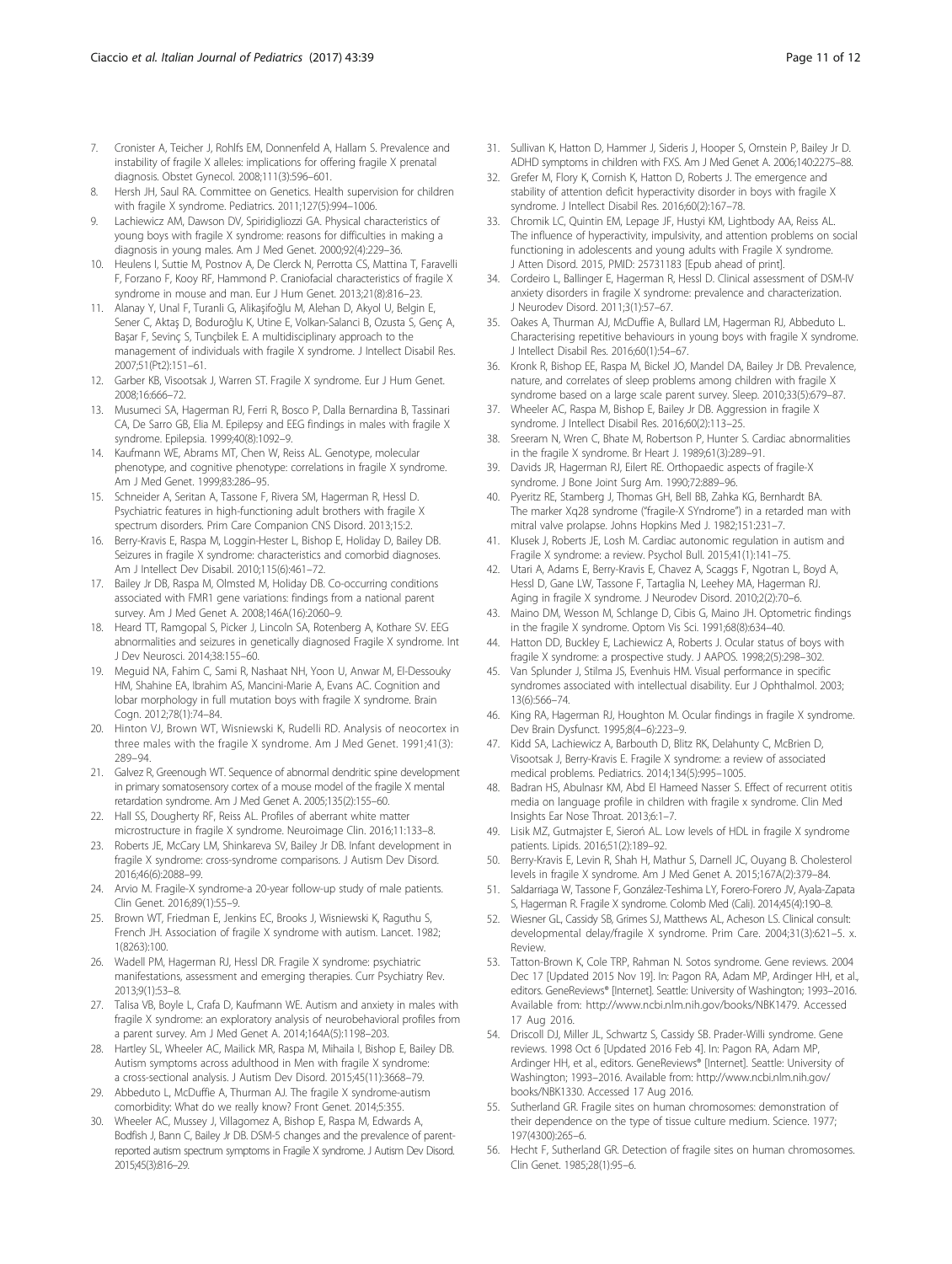7. Cronister A, Teicher J, Rohlfs EM, Donnenfeld A, Hallam S. Prevalence and instability of fragile X alleles: implications for offering fragile X prenatal diagnosis. Obstet Gynecol. 2008;111(3):596–601.
8. Hersh JH, Saul RA. Committee on Genetics. Health supervision for children with fragile X syndrome. Pediatrics. 2011;127(5):994–1006.
9. Lachiewicz AM, Dawson DV, Spiridigliozzi GA. Physical characteristics of young boys with fragile X syndrome: reasons for difficulties in making a diagnosis in young males. Am J Med Genet. 2000;92(4):229–36.
10. Heulens I, Suttie M, Postnov A, De Clerck N, Perrotta CS, Mattina T, Faravelli F, Forzano F, Kooy RF, Hammond P. Craniofacial characteristics of fragile X syndrome in mouse and man. Eur J Hum Genet. 2013;21(8):816–23.
11. Alanay Y, Unal F, Turanli G, Alikaşifoğlu M, Alehan D, Akyol U, Belgin E, Sener C, Aktaş D, Boduroğlu K, Utine E, Volkan-Salanci B, Ozusta S, Genç A, Başar F, Sevinç S, Tunçbilek E. A multidisciplinary approach to the management of individuals with fragile X syndrome. J Intellect Disabil Res. 2007;51(Pt2):151–61.
12. Garber KB, Visootsak J, Warren ST. Fragile X syndrome. Eur J Hum Genet. 2008;16:666–72.
13. Musumeci SA, Hagerman RJ, Ferri R, Bosco P, Dalla Bernardina B, Tassinari CA, De Sarro GB, Elia M. Epilepsy and EEG findings in males with fragile X syndrome. Epilepsia. 1999;40(8):1092–9.
14. Kaufmann WE, Abrams MT, Chen W, Reiss AL. Genotype, molecular phenotype, and cognitive phenotype: correlations in fragile X syndrome. Am J Med Genet. 1999;83:286–95.
15. Schneider A, Seritan A, Tassone F, Rivera SM, Hagerman R, Hessl D. Psychiatric features in high-functioning adult brothers with fragile X spectrum disorders. Prim Care Companion CNS Disord. 2013;15:2.
16. Berry-Kravis E, Raspa M, Loggin-Hester L, Bishop E, Holiday D, Bailey DB. Seizures in fragile X syndrome: characteristics and comorbid diagnoses. Am J Intellect Dev Disabil. 2010;115(6):461–72.
17. Bailey Jr DB, Raspa M, Olmsted M, Holiday DB. Co-occurring conditions associated with FMR1 gene variations: findings from a national parent survey. Am J Med Genet A. 2008;146A(16):2060–9.
18. Heard TT, Ramgopal S, Picker J, Lincoln SA, Rotenberg A, Kothare SV. EEG abnormalities and seizures in genetically diagnosed Fragile X syndrome. Int J Dev Neurosci. 2014;38:155–60.
19. Meguid NA, Fahim C, Sami R, Nashaat NH, Yoon U, Anwar M, El-Dessouky HM, Shahine EA, Ibrahim AS, Mancini-Marie A, Evans AC. Cognition and lobar morphology in full mutation boys with fragile X syndrome. Brain Cogn. 2012;78(1):74–84.
20. Hinton VJ, Brown WT, Wisniewski K, Rudelli RD. Analysis of neocortex in three males with the fragile X syndrome. Am J Med Genet. 1991;41(3): 289–94.
21. Galvez R, Greenough WT. Sequence of abnormal dendritic spine development in primary somatosensory cortex of a mouse model of the fragile X mental retardation syndrome. Am J Med Genet A. 2005;135(2):155–60.
22. Hall SS, Dougherty RF, Reiss AL. Profiles of aberrant white matter microstructure in fragile X syndrome. Neuroimage Clin. 2016;11:133–8.
23. Roberts JE, McCary LM, Shinkareva SV, Bailey Jr DB. Infant development in fragile X syndrome: cross-syndrome comparisons. J Autism Dev Disord. 2016;46(6):2088–99.
24. Arvio M. Fragile-X syndrome-a 20-year follow-up study of male patients. Clin Genet. 2016;89(1):55–9.
25. Brown WT, Friedman E, Jenkins EC, Brooks J, Wisniewski K, Raguthu S, French JH. Association of fragile X syndrome with autism. Lancet. 1982; 1(8263):100.
26. Wadell PM, Hagerman RJ, Hessl DR. Fragile X syndrome: psychiatric manifestations, assessment and emerging therapies. Curr Psychiatry Rev. 2013;9(1):53–8.
27. Talisa VB, Boyle L, Crafa D, Kaufmann WE. Autism and anxiety in males with fragile X syndrome: an exploratory analysis of neurobehavioral profiles from a parent survey. Am J Med Genet A. 2014;164A(5):1198–203.
28. Hartley SL, Wheeler AC, Mailick MR, Raspa M, Mihaila I, Bishop E, Bailey DB. Autism symptoms across adulthood in Men with fragile X syndrome: a cross-sectional analysis. J Autism Dev Disord. 2015;45(11):3668–79.
29. Abbeduto L, McDuffie A, Thurman AJ. The fragile X syndrome-autism comorbidity: What do we really know? Front Genet. 2014;5:355.
30. Wheeler AC, Mussey J, Villagomez A, Bishop E, Raspa M, Edwards A, Bodfish J, Bann C, Bailey Jr DB. DSM-5 changes and the prevalence of parent-reported autism spectrum symptoms in Fragile X syndrome. J Autism Dev Disord. 2015;45(3):816–29.
31. Sullivan K, Hatton D, Hammer J, Sideris J, Hooper S, Ornstein P, Bailey Jr D. ADHD symptoms in children with FXS. Am J Med Genet A. 2006;140:2275–88.
32. Grefer M, Flory K, Cornish K, Hatton D, Roberts J. The emergence and stability of attention deficit hyperactivity disorder in boys with fragile X syndrome. J Intellect Disabil Res. 2016;60(2):167–78.
33. Chromik LC, Quintin EM, Lepage JF, Hustyi KM, Lightbody AA, Reiss AL. The influence of hyperactivity, impulsivity, and attention problems on social functioning in adolescents and young adults with Fragile X syndrome. J Atten Disord. 2015, PMID: 25731183 [Epub ahead of print].
34. Cordeiro L, Ballinger E, Hagerman R, Hessl D. Clinical assessment of DSM-IV anxiety disorders in fragile X syndrome: prevalence and characterization. J Neurodev Disord. 2011;3(1):57–67.
35. Oakes A, Thurman AJ, McDuffie A, Bullard LM, Hagerman RJ, Abbeduto L. Characterising repetitive behaviours in young boys with fragile X syndrome. J Intellect Disabil Res. 2016;60(1):54–67.
36. Kronk R, Bishop EE, Raspa M, Bickel JO, Mandel DA, Bailey Jr DB. Prevalence, nature, and correlates of sleep problems among children with fragile X syndrome based on a large scale parent survey. Sleep. 2010;33(5):679–87.
37. Wheeler AC, Raspa M, Bishop E, Bailey Jr DB. Aggression in fragile X syndrome. J Intellect Disabil Res. 2016;60(2):113–25.
38. Sreeram N, Wren C, Bhate M, Robertson P, Hunter S. Cardiac abnormalities in the fragile X syndrome. Br Heart J. 1989;61(3):289–91.
39. Davids JR, Hagerman RJ, Eilert RE. Orthopaedic aspects of fragile-X syndrome. J Bone Joint Surg Am. 1990;72:889–96.
40. Pyeritz RE, Stamberg J, Thomas GH, Bell BB, Zahka KG, Bernhardt BA. The marker Xq28 syndrome ("fragile-X SYndrome") in a retarded man with mitral valve prolapse. Johns Hopkins Med J. 1982;151:231–7.
41. Klusek J, Roberts JE, Losh M. Cardiac autonomic regulation in autism and Fragile X syndrome: a review. Psychol Bull. 2015;41(1):141–75.
42. Utari A, Adams E, Berry-Kravis E, Chavez A, Scaggs F, Ngotran L, Boyd A, Hessl D, Gane LW, Tassone F, Tartaglia N, Leehey MA, Hagerman RJ. Aging in fragile X syndrome. J Neurodev Disord. 2010;2(2):70–6.
43. Maino DM, Wesson M, Schlange D, Cibis G, Maino JH. Optometric findings in the fragile X syndrome. Optom Vis Sci. 1991;68(8):634–40.
44. Hatton DD, Buckley E, Lachiewicz A, Roberts J. Ocular status of boys with fragile X syndrome: a prospective study. J AAPOS. 1998;2(5):298–302.
45. Van Splunder J, Stilma JS, Evenhuis HM. Visual performance in specific syndromes associated with intellectual disability. Eur J Ophthalmol. 2003; 13(6):566–74.
46. King RA, Hagerman RJ, Houghton M. Ocular findings in fragile X syndrome. Dev Brain Dysfunct. 1995;8(4–6):223–9.
47. Kidd SA, Lachiewicz A, Barbouth D, Blitz RK, Delahunty C, McBrien D, Visootsak J, Berry-Kravis E. Fragile X syndrome: a review of associated medical problems. Pediatrics. 2014;134(5):995–1005.
48. Badran HS, Abulnasr KM, Abd El Hameed Nasser S. Effect of recurrent otitis media on language profile in children with fragile x syndrome. Clin Med Insights Ear Nose Throat. 2013;6:1–7.
49. Lisik MZ, Gutmajster E, Sieroń AL. Low levels of HDL in fragile X syndrome patients. Lipids. 2016;51(2):189–92.
50. Berry-Kravis E, Levin R, Shah H, Mathur S, Darnell JC, Ouyang B. Cholesterol levels in fragile X syndrome. Am J Med Genet A. 2015;167A(2):379–84.
51. Saldarriaga W, Tassone F, González-Teshima LY, Forero-Forero JV, Ayala-Zapata S, Hagerman R. Fragile X syndrome. Colomb Med (Cali). 2014;45(4):190–8.
52. Wiesner GL, Cassidy SB, Grimes SJ, Matthews AL, Acheson LS. Clinical consult: developmental delay/fragile X syndrome. Prim Care. 2004;31(3):621–5. x. Review.
53. Tatton-Brown K, Cole TRP, Rahman N. Sotos syndrome. Gene reviews. 2004 Dec 17 [Updated 2015 Nov 19]. In: Pagon RA, Adam MP, Ardinger HH, et al., editors. GeneReviews® [Internet]. Seattle: University of Washington; 1993–2016. Available from: http://www.ncbi.nlm.nih.gov/books/NBK1479. Accessed 17 Aug 2016.
54. Driscoll DJ, Miller JL, Schwartz S, Cassidy SB. Prader-Willi syndrome. Gene reviews. 1998 Oct 6 [Updated 2016 Feb 4]. In: Pagon RA, Adam MP, Ardinger HH, et al., editors. GeneReviews® [Internet]. Seattle: University of Washington; 1993–2016. Available from: http://www.ncbi.nlm.nih.gov/books/NBK1330. Accessed 17 Aug 2016.
55. Sutherland GR. Fragile sites on human chromosomes: demonstration of their dependence on the type of tissue culture medium. Science. 1977; 197(4300):265–6.
56. Hecht F, Sutherland GR. Detection of fragile sites on human chromosomes. Clin Genet. 1985;28(1):95–6.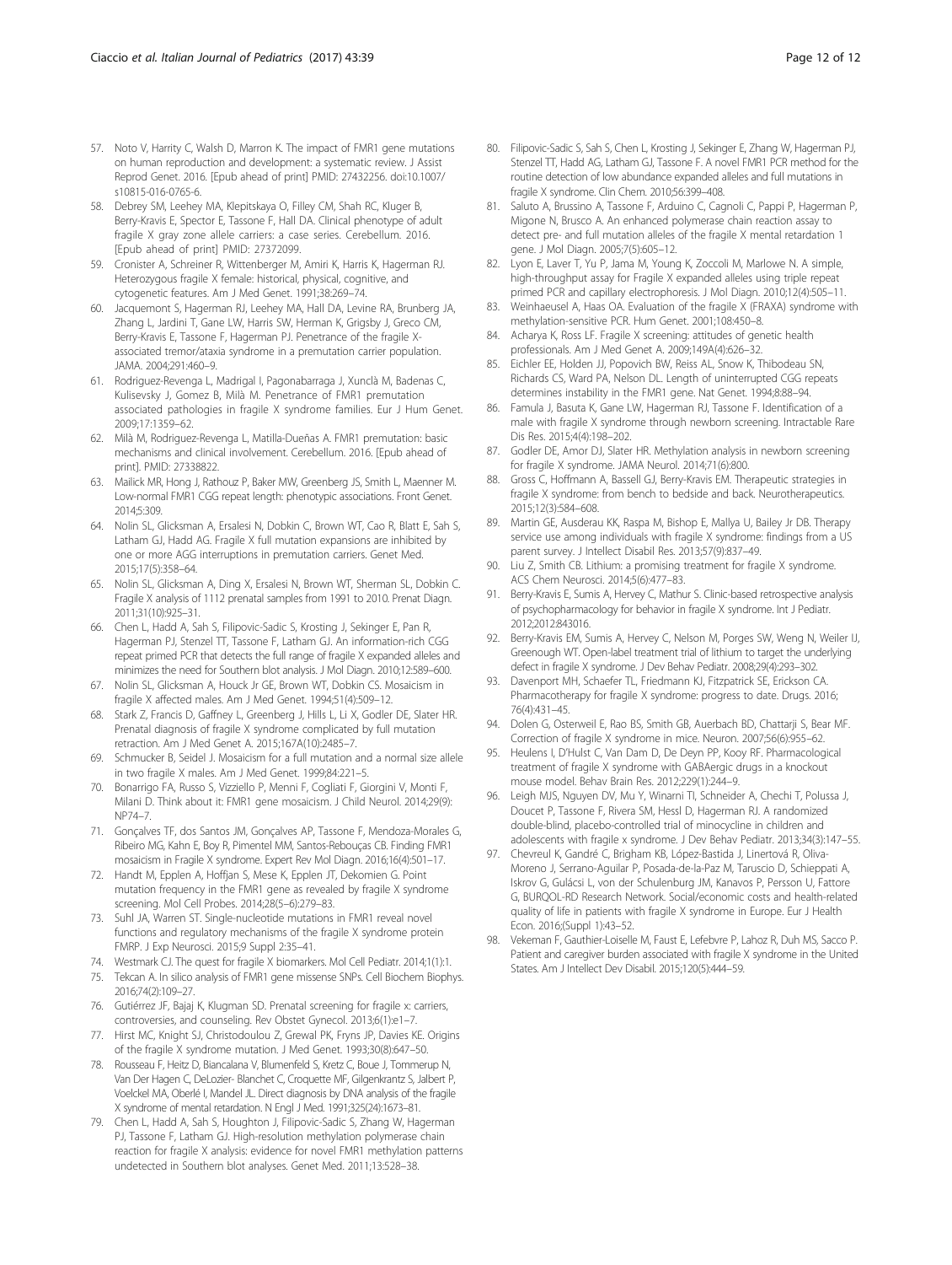57. Noto V, Harrity C, Walsh D, Marron K. The impact of FMR1 gene mutations on human reproduction and development: a systematic review. J Assist Reprod Genet. 2016. [Epub ahead of print] PMID: 27432256. doi:10.1007/s10815-016-0765-6.
58. Debrey SM, Leehey MA, Klepitskaya O, Filley CM, Shah RC, Kluger B, Berry-Kravis E, Spector E, Tassone F, Hall DA. Clinical phenotype of adult fragile X gray zone allele carriers: a case series. Cerebellum. 2016. [Epub ahead of print] PMID: 27372099.
59. Cronister A, Schreiner R, Wittenberger M, Amiri K, Harris K, Hagerman RJ. Heterozygous fragile X female: historical, physical, cognitive, and cytogenetic features. Am J Med Genet. 1991;38:269–74.
60. Jacquemont S, Hagerman RJ, Leehey MA, Hall DA, Levine RA, Brunberg JA, Zhang L, Jardini T, Gane LW, Harris SW, Herman K, Grigsby J, Greco CM, Berry-Kravis E, Tassone F, Hagerman PJ. Penetrance of the fragile X-associated tremor/ataxia syndrome in a premutation carrier population. JAMA. 2004;291:460–9.
61. Rodriguez-Revenga L, Madrigal I, Pagonabarraga J, Xunclà M, Badenas C, Kulisevsky J, Gomez B, Milà M. Penetrance of FMR1 premutation associated pathologies in fragile X syndrome families. Eur J Hum Genet. 2009;17:1359–62.
62. Milà M, Rodriguez-Revenga L, Matilla-Dueñas A. FMR1 premutation: basic mechanisms and clinical involvement. Cerebellum. 2016. [Epub ahead of print]. PMID: 27338822.
63. Mailick MR, Hong J, Rathouz P, Baker MW, Greenberg JS, Smith L, Maenner M. Low-normal FMR1 CGG repeat length: phenotypic associations. Front Genet. 2014;5:309.
64. Nolin SL, Glicksman A, Ersalesi N, Dobkin C, Brown WT, Cao R, Blatt E, Sah S, Latham GJ, Hadd AG. Fragile X full mutation expansions are inhibited by one or more AGG interruptions in premutation carriers. Genet Med. 2015;17(5):358–64.
65. Nolin SL, Glicksman A, Ding X, Ersalesi N, Brown WT, Sherman SL, Dobkin C. Fragile X analysis of 1112 prenatal samples from 1991 to 2010. Prenat Diagn. 2011;31(10):925–31.
66. Chen L, Hadd A, Sah S, Filipovic-Sadic S, Krosting J, Sekinger E, Pan R, Hagerman PJ, Stenzel TT, Tassone F, Latham GJ. An information-rich CGG repeat primed PCR that detects the full range of fragile X expanded alleles and minimizes the need for Southern blot analysis. J Mol Diagn. 2010;12:589–600.
67. Nolin SL, Glicksman A, Houck Jr GE, Brown WT, Dobkin CS. Mosaicism in fragile X affected males. Am J Med Genet. 1994;51(4):509–12.
68. Stark Z, Francis D, Gaffney L, Greenberg J, Hills L, Li X, Godler DE, Slater HR. Prenatal diagnosis of fragile X syndrome complicated by full mutation retraction. Am J Med Genet A. 2015;167A(10):2485–7.
69. Schmucker B, Seidel J. Mosaicism for a full mutation and a normal size allele in two fragile X males. Am J Med Genet. 1999;84:221–5.
70. Bonarrigo FA, Russo S, Vizziello P, Menni F, Cogliati F, Giorgini V, Monti F, Milani D. Think about it: FMR1 gene mosaicism. J Child Neurol. 2014;29(9):NP74–7.
71. Gonçalves TF, dos Santos JM, Gonçalves AP, Tassone F, Mendoza-Morales G, Ribeiro MG, Kahn E, Boy R, Pimentel MM, Santos-Rebouças CB. Finding FMR1 mosaicism in Fragile X syndrome. Expert Rev Mol Diagn. 2016;16(4):501–17.
72. Handt M, Epplen A, Hoffjan S, Mese K, Epplen JT, Dekomien G. Point mutation frequency in the FMR1 gene as revealed by fragile X syndrome screening. Mol Cell Probes. 2014;28(5–6):279–83.
73. Suhl JA, Warren ST. Single-nucleotide mutations in FMR1 reveal novel functions and regulatory mechanisms of the fragile X syndrome protein FMRP. J Exp Neurosci. 2015;9 Suppl 2:35–41.
74. Westmark CJ. The quest for fragile X biomarkers. Mol Cell Pediatr. 2014;1(1):1.
75. Tekcan A. In silico analysis of FMR1 gene missense SNPs. Cell Biochem Biophys. 2016;74(2):109–27.
76. Gutiérrez JF, Bajaj K, Klugman SD. Prenatal screening for fragile x: carriers, controversies, and counseling. Rev Obstet Gynecol. 2013;6(1):e1–7.
77. Hirst MC, Knight SJ, Christodoulou Z, Grewal PK, Fryns JP, Davies KE. Origins of the fragile X syndrome mutation. J Med Genet. 1993;30(8):647–50.
78. Rousseau F, Heitz D, Biancalana V, Blumenfeld S, Kretz C, Boue J, Tommerup N, Van Der Hagen C, DeLozier- Blanchet C, Croquette MF, Gilgenkrantz S, Jalbert P, Voelckel MA, Oberlé I, Mandel JL. Direct diagnosis by DNA analysis of the fragile X syndrome of mental retardation. N Engl J Med. 1991;325(24):1673–81.
79. Chen L, Hadd A, Sah S, Houghton J, Filipovic-Sadic S, Zhang W, Hagerman PJ, Tassone F, Latham GJ. High-resolution methylation polymerase chain reaction for fragile X analysis: evidence for novel FMR1 methylation patterns undetected in Southern blot analyses. Genet Med. 2011;13:528–38.
80. Filipovic-Sadic S, Sah S, Chen L, Krosting J, Sekinger E, Zhang W, Hagerman PJ, Stenzel TT, Hadd AG, Latham GJ, Tassone F. A novel FMR1 PCR method for the routine detection of low abundance expanded alleles and full mutations in fragile X syndrome. Clin Chem. 2010;56:399–408.
81. Saluto A, Brussino A, Tassone F, Arduino C, Cagnoli C, Pappi P, Hagerman P, Migone N, Brusco A. An enhanced polymerase chain reaction assay to detect pre- and full mutation alleles of the fragile X mental retardation 1 gene. J Mol Diagn. 2005;7(5):605–12.
82. Lyon E, Laver T, Yu P, Jama M, Young K, Zoccoli M, Marlowe N. A simple, high-throughput assay for Fragile X expanded alleles using triple repeat primed PCR and capillary electrophoresis. J Mol Diagn. 2010;12(4):505–11.
83. Weinhaeusel A, Haas OA. Evaluation of the fragile X (FRAXA) syndrome with methylation-sensitive PCR. Hum Genet. 2001;108:450–8.
84. Acharya K, Ross LF. Fragile X screening: attitudes of genetic health professionals. Am J Med Genet A. 2009;149A(4):626–32.
85. Eichler EE, Holden JJ, Popovich BW, Reiss AL, Snow K, Thibodeau SN, Richards CS, Ward PA, Nelson DL. Length of uninterrupted CGG repeats determines instability in the FMR1 gene. Nat Genet. 1994;8:88–94.
86. Famula J, Basuta K, Gane LW, Hagerman RJ, Tassone F. Identification of a male with fragile X syndrome through newborn screening. Intractable Rare Dis Res. 2015;4(4):198–202.
87. Godler DE, Amor DJ, Slater HR. Methylation analysis in newborn screening for fragile X syndrome. JAMA Neurol. 2014;71(6):800.
88. Gross C, Hoffmann A, Bassell GJ, Berry-Kravis EM. Therapeutic strategies in fragile X syndrome: from bench to bedside and back. Neurotherapeutics. 2015;12(3):584–608.
89. Martin GE, Ausderau KK, Raspa M, Bishop E, Mallya U, Bailey Jr DB. Therapy service use among individuals with fragile X syndrome: findings from a US parent survey. J Intellect Disabil Res. 2013;57(9):837–49.
90. Liu Z, Smith CB. Lithium: a promising treatment for fragile X syndrome. ACS Chem Neurosci. 2014;5(6):477–83.
91. Berry-Kravis E, Sumis A, Hervey C, Mathur S. Clinic-based retrospective analysis of psychopharmacology for behavior in fragile X syndrome. Int J Pediatr. 2012;2012:843016.
92. Berry-Kravis EM, Sumis A, Hervey C, Nelson M, Porges SW, Weng N, Weiler IJ, Greenough WT. Open-label treatment trial of lithium to target the underlying defect in fragile X syndrome. J Dev Behav Pediatr. 2008;29(4):293–302.
93. Davenport MH, Schaefer TL, Friedmann KJ, Fitzpatrick SE, Erickson CA. Pharmacotherapy for fragile X syndrome: progress to date. Drugs. 2016;76(4):431–45.
94. Dolen G, Osterweil E, Rao BS, Smith GB, Auerbach BD, Chattarji S, Bear MF. Correction of fragile X syndrome in mice. Neuron. 2007;56(6):955–62.
95. Heulens I, D'Hulst C, Van Dam D, De Deyn PP, Kooy RF. Pharmacological treatment of fragile X syndrome with GABAergic drugs in a knockout mouse model. Behav Brain Res. 2012;229(1):244–9.
96. Leigh MJS, Nguyen DV, Mu Y, Winarni TI, Schneider A, Chechi T, Polussa J, Doucet P, Tassone F, Rivera SM, Hessl D, Hagerman RJ. A randomized double-blind, placebo-controlled trial of minocycline in children and adolescents with fragile x syndrome. J Dev Behav Pediatr. 2013;34(3):147–55.
97. Chevreul K, Gandré C, Brigham KB, López-Bastida J, Linertová R, Oliva-Moreno J, Serrano-Aguilar P, Posada-de-la-Paz M, Taruscio D, Schieppati A, Iskrov G, Gulácsi L, von der Schulenburg JM, Kanavos P, Persson U, Fattore G, BURQOL-RD Research Network. Social/economic costs and health-related quality of life in patients with fragile X syndrome in Europe. Eur J Health Econ. 2016;(Suppl 1):43–52.
98. Vekeman F, Gauthier-Loiselle M, Faust E, Lefebvre P, Lahoz R, Duh MS, Sacco P. Patient and caregiver burden associated with fragile X syndrome in the United States. Am J Intellect Dev Disabil. 2015;120(5):444–59.